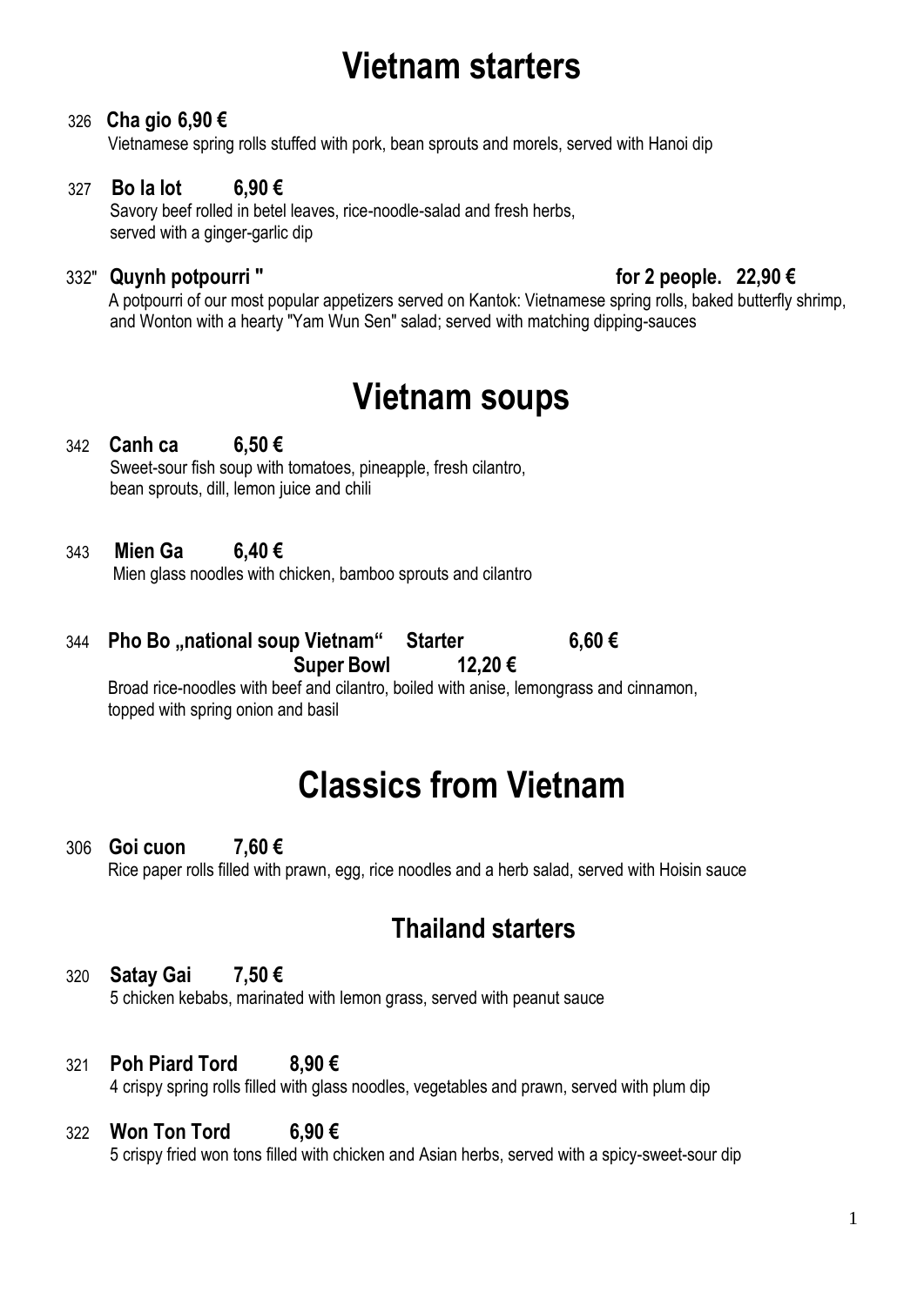# Vietnam starters

326 **Cha gio 6,90 €**
Vietnamese spring rolls stuffed with pork, bean sprouts and morels, served with Hanoi dip

327 **Bo la lot 6,90 €**
Savory beef rolled in betel leaves, rice-noodle-salad and fresh herbs, served with a ginger-garlic dip

332" **Quynh potpourri "** **for 2 people. 22,90 €**
A potpourri of our most popular appetizers served on Kantok: Vietnamese spring rolls, baked butterfly shrimp, and Wonton with a hearty "Yam Wun Sen" salad; served with matching dipping-sauces

# Vietnam soups

342 **Canh ca 6,50 €**
Sweet-sour fish soup with tomatoes, pineapple, fresh cilantro, bean sprouts, dill, lemon juice and chili

343 **Mien Ga 6,40 €**
Mien glass noodles with chicken, bamboo sprouts and cilantro

344 **Pho Bo „national soup Vietnam“ Starter 6,60 €**
**Super Bowl 12,20 €**
Broad rice-noodles with beef and cilantro, boiled with anise, lemongrass and cinnamon, topped with spring onion and basil

# Classics from Vietnam

306 **Goi cuon 7,60 €**
Rice paper rolls filled with prawn, egg, rice noodles and a herb salad, served with Hoisin sauce

## Thailand starters

320 **Satay Gai 7,50 €**
5 chicken kebabs, marinated with lemon grass, served with peanut sauce

321 **Poh Piard Tord 8,90 €**
4 crispy spring rolls filled with glass noodles, vegetables and prawn, served with plum dip

322 **Won Ton Tord 6,90 €**
5 crispy fried won tons filled with chicken and Asian herbs, served with a spicy-sweet-sour dip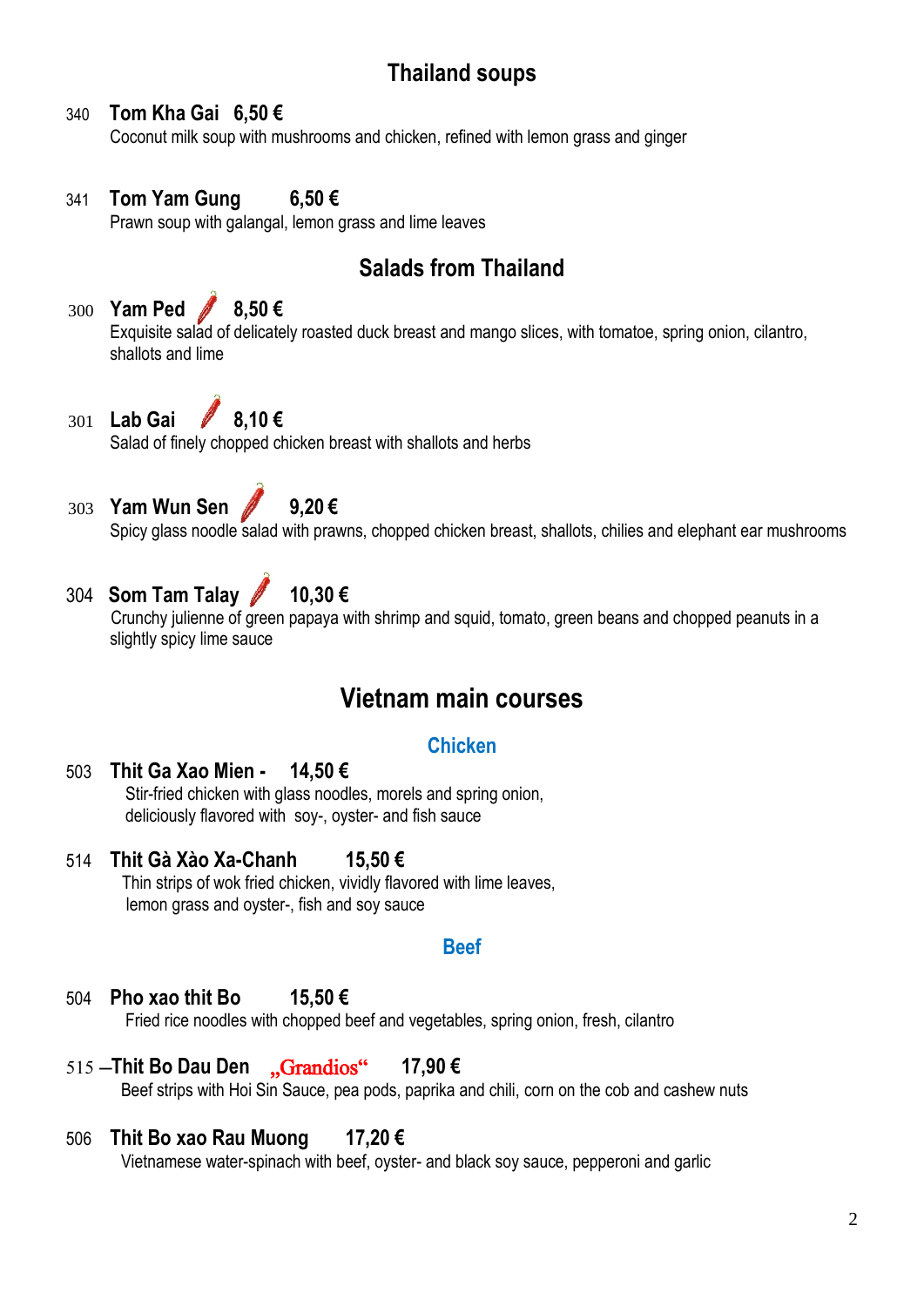## Thailand soups

340 **Tom Kha Gai 6,50 €**
Coconut milk soup with mushrooms and chicken, refined with lemon grass and ginger

341 **Tom Yam Gung 6,50 €**
Prawn soup with galangal, lemon grass and lime leaves

## Salads from Thailand

300 **Yam Ped 8,50 €**
Exquisite salad of delicately roasted duck breast and mango slices, with tomatoe, spring onion, cilantro, shallots and lime

301 **Lab Gai 8,10 €**
Salad of finely chopped chicken breast with shallots and herbs

303 **Yam Wun Sen 9,20 €**
Spicy glass noodle salad with prawns, chopped chicken breast, shallots, chilies and elephant ear mushrooms

304 **Som Tam Talay 10,30 €**
Crunchy julienne of green papaya with shrimp and squid, tomato, green beans and chopped peanuts in a slightly spicy lime sauce

# Vietnam main courses

### Chicken

503 **Thit Ga Xao Mien - 14,50 €**
Stir-fried chicken with glass noodles, morels and spring onion, deliciously flavored with soy-, oyster- and fish sauce

514 **Thit Gà Xào Xa-Chanh 15,50 €**
Thin strips of wok fried chicken, vividly flavored with lime leaves, lemon grass and oyster-, fish and soy sauce

### Beef

504 **Pho xao thit Bo 15,50 €**
Fried rice noodles with chopped beef and vegetables, spring onion, fresh, cilantro

515 –**Thit Bo Dau Den** „Grandios“ **17,90 €**
Beef strips with Hoi Sin Sauce, pea pods, paprika and chili, corn on the cob and cashew nuts

506 **Thit Bo xao Rau Muong 17,20 €**
Vietnamese water-spinach with beef, oyster- and black soy sauce, pepperoni and garlic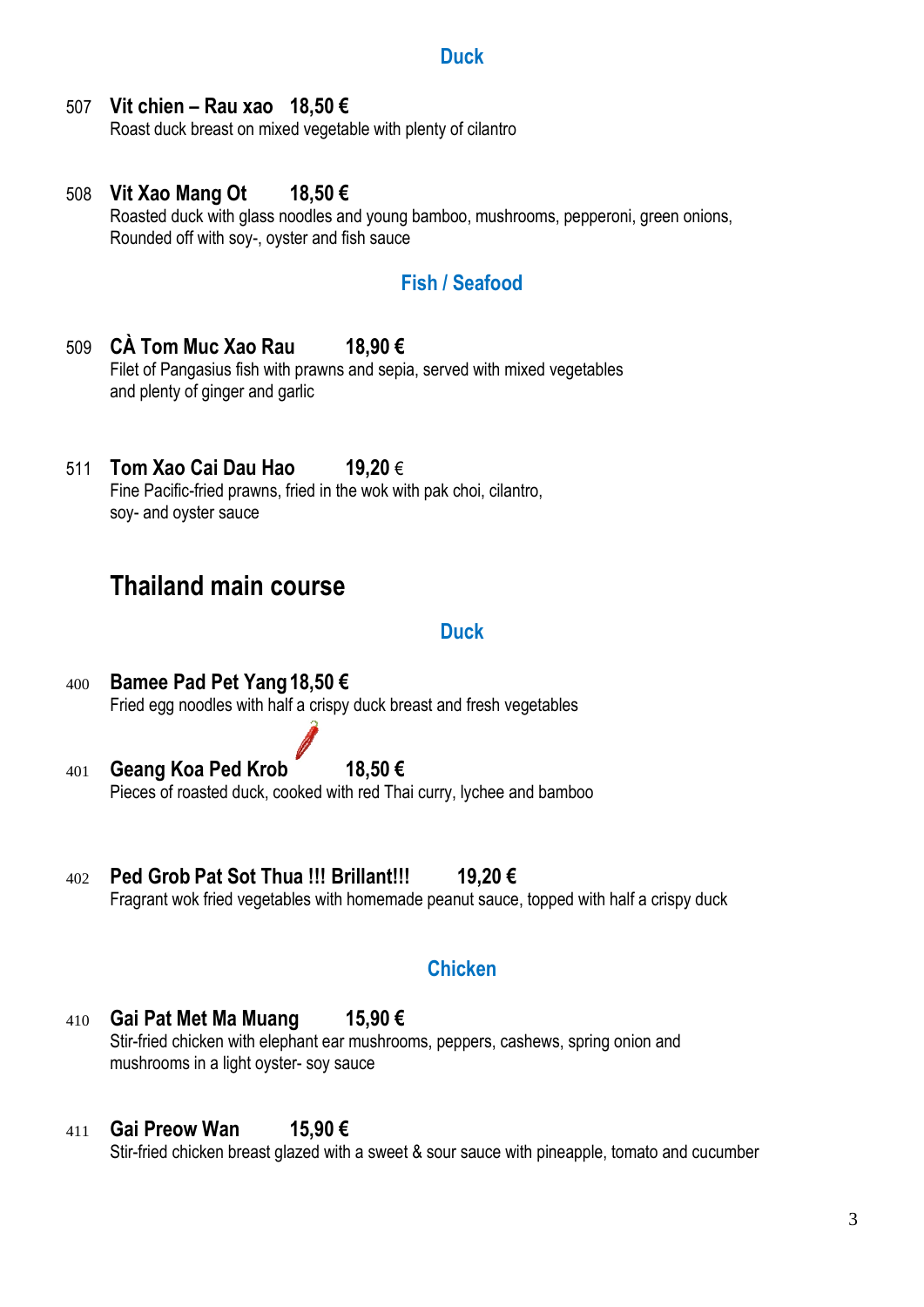### Duck

507 **Vit chien – Rau xao 18,50 €**
Roast duck breast on mixed vegetable with plenty of cilantro

508 **Vit Xao Mang Ot 18,50 €**
Roasted duck with glass noodles and young bamboo, mushrooms, pepperoni, green onions, Rounded off with soy-, oyster and fish sauce

### Fish / Seafood

509 **CÀ Tom Muc Xao Rau 18,90 €**
Filet of Pangasius fish with prawns and sepia, served with mixed vegetables and plenty of ginger and garlic

511 **Tom Xao Cai Dau Hao 19,20 €**
Fine Pacific-fried prawns, fried in the wok with pak choi, cilantro, soy- and oyster sauce

## Thailand main course

### Duck

400 **Bamee Pad Pet Yang 18,50 €**
Fried egg noodles with half a crispy duck breast and fresh vegetables

401 **Geang Koa Ped Krob 18,50 €**
Pieces of roasted duck, cooked with red Thai curry, lychee and bamboo

402 **Ped Grob Pat Sot Thua !!! Brillant!!! 19,20 €**
Fragrant wok fried vegetables with homemade peanut sauce, topped with half a crispy duck

### Chicken

410 **Gai Pat Met Ma Muang 15,90 €**
Stir-fried chicken with elephant ear mushrooms, peppers, cashews, spring onion and mushrooms in a light oyster- soy sauce

411 **Gai Preow Wan 15,90 €**
Stir-fried chicken breast glazed with a sweet & sour sauce with pineapple, tomato and cucumber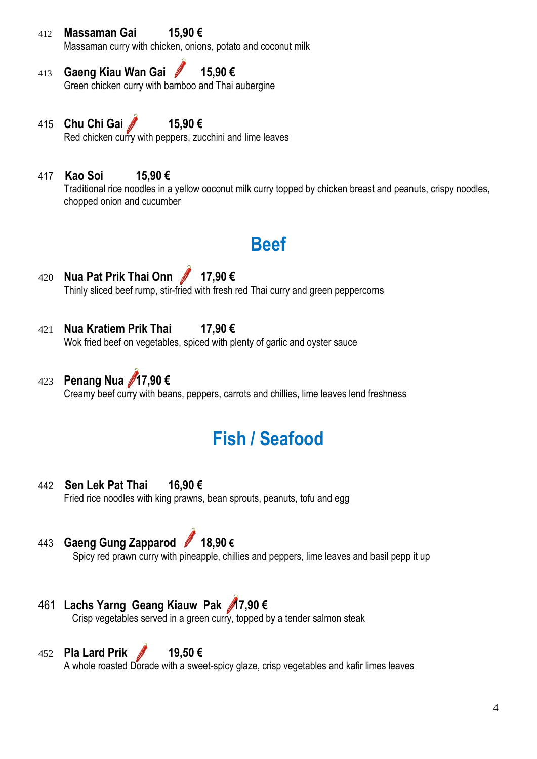412 **Massaman Gai** **15,90 €**
Massaman curry with chicken, onions, potato and coconut milk

413 **Gaeng Kiau Wan Gai** **15,90 €**
Green chicken curry with bamboo and Thai aubergine

415 **Chu Chi Gai** **15,90 €**
Red chicken curry with peppers, zucchini and lime leaves

417 **Kao Soi** **15,90 €**
Traditional rice noodles in a yellow coconut milk curry topped by chicken breast and peanuts, crispy noodles, chopped onion and cucumber

## Beef

420 **Nua Pat Prik Thai Onn** **17,90 €**
Thinly sliced beef rump, stir-fried with fresh red Thai curry and green peppercorns

421 **Nua Kratiem Prik Thai** **17,90 €**
Wok fried beef on vegetables, spiced with plenty of garlic and oyster sauce

423 **Penang Nua** **17,90 €**
Creamy beef curry with beans, peppers, carrots and chillies, lime leaves lend freshness

## Fish / Seafood

442 **Sen Lek Pat Thai** **16,90 €**
Fried rice noodles with king prawns, bean sprouts, peanuts, tofu and egg

443 **Gaeng Gung Zapparod** **18,90 €**
Spicy red prawn curry with pineapple, chillies and peppers, lime leaves and basil pepp it up

461 **Lachs Yarng Geang Kiauw Pak** **17,90 €**
Crisp vegetables served in a green curry, topped by a tender salmon steak

452 **Pla Lard Prik** **19,50 €**
A whole roasted Dorade with a sweet-spicy glaze, crisp vegetables and kafir limes leaves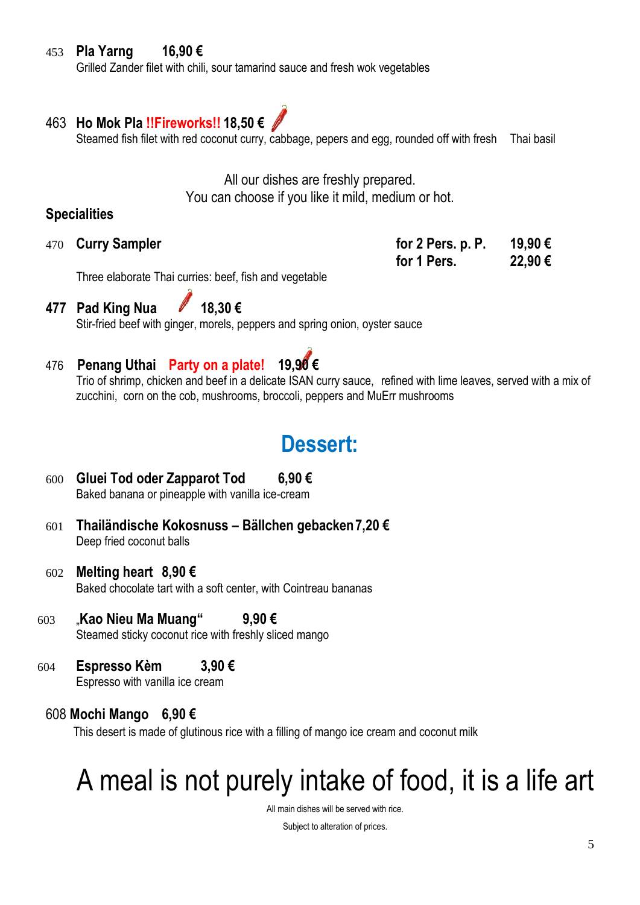453 **Pla Yarng 16,90 €**
Grilled Zander filet with chili, sour tamarind sauce and fresh wok vegetables

463 **Ho Mok Pla !!Fireworks!! 18,50 €**
Steamed fish filet with red coconut curry, cabbage, pepers and egg, rounded off with fresh Thai basil

All our dishes are freshly prepared.
You can choose if you like it mild, medium or hot.

## Specialities

470 **Curry Sampler** **for 2 Pers. p. P. 19,90 €**
**for 1 Pers. 22,90 €**
Three elaborate Thai curries: beef, fish and vegetable

**477 Pad King Nua 18,30 €**
Stir-fried beef with ginger, morels, peppers and spring onion, oyster sauce

476 **Penang Uthai Party on a plate! 19,90 €**
Trio of shrimp, chicken and beef in a delicate ISAN curry sauce, refined with lime leaves, served with a mix of zucchini, corn on the cob, mushrooms, broccoli, peppers and MuErr mushrooms

# Dessert:

600 **Gluei Tod oder Zapparot Tod 6,90 €**
Baked banana or pineapple with vanilla ice-cream

601 **Thailändische Kokosnuss – Bällchen gebacken 7,20 €**
Deep fried coconut balls

602 **Melting heart 8,90 €**
Baked chocolate tart with a soft center, with Cointreau bananas

603 **„Kao Nieu Ma Muang“ 9,90 €**
Steamed sticky coconut rice with freshly sliced mango

604 **Espresso Kèm 3,90 €**
Espresso with vanilla ice cream

608 **Mochi Mango 6,90 €**
This desert is made of glutinous rice with a filling of mango ice cream and coconut milk

# A meal is not purely intake of food, it is a life art

All main dishes will be served with rice.

Subject to alteration of prices.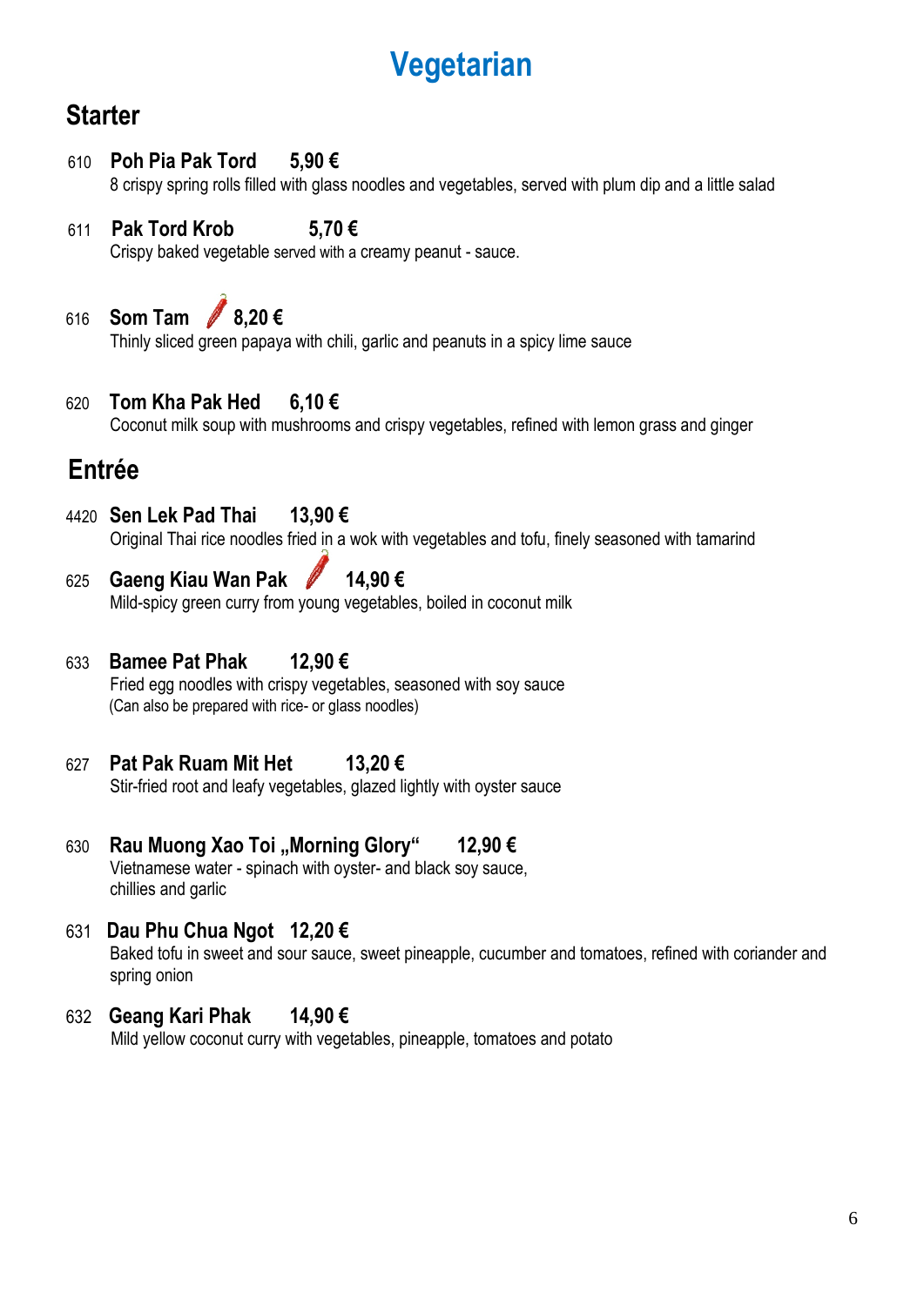# Vegetarian

## Starter

610 **Poh Pia Pak Tord 5,90 €**
8 crispy spring rolls filled with glass noodles and vegetables, served with plum dip and a little salad

611 **Pak Tord Krob 5,70 €**
Crispy baked vegetable served with a creamy peanut - sauce.

616 **Som Tam 8,20 €**
Thinly sliced green papaya with chili, garlic and peanuts in a spicy lime sauce

620 **Tom Kha Pak Hed 6,10 €**
Coconut milk soup with mushrooms and crispy vegetables, refined with lemon grass and ginger

## Entrée

4420 **Sen Lek Pad Thai 13,90 €**
Original Thai rice noodles fried in a wok with vegetables and tofu, finely seasoned with tamarind

625 **Gaeng Kiau Wan Pak 14,90 €**
Mild-spicy green curry from young vegetables, boiled in coconut milk

633 **Bamee Pat Phak 12,90 €**
Fried egg noodles with crispy vegetables, seasoned with soy sauce
(Can also be prepared with rice- or glass noodles)

627 **Pat Pak Ruam Mit Het 13,20 €**
Stir-fried root and leafy vegetables, glazed lightly with oyster sauce

630 **Rau Muong Xao Toi „Morning Glory" 12,90 €**
Vietnamese water - spinach with oyster- and black soy sauce,
chillies and garlic

631 **Dau Phu Chua Ngot 12,20 €**
Baked tofu in sweet and sour sauce, sweet pineapple, cucumber and tomatoes, refined with coriander and spring onion

632 **Geang Kari Phak 14,90 €**
Mild yellow coconut curry with vegetables, pineapple, tomatoes and potato